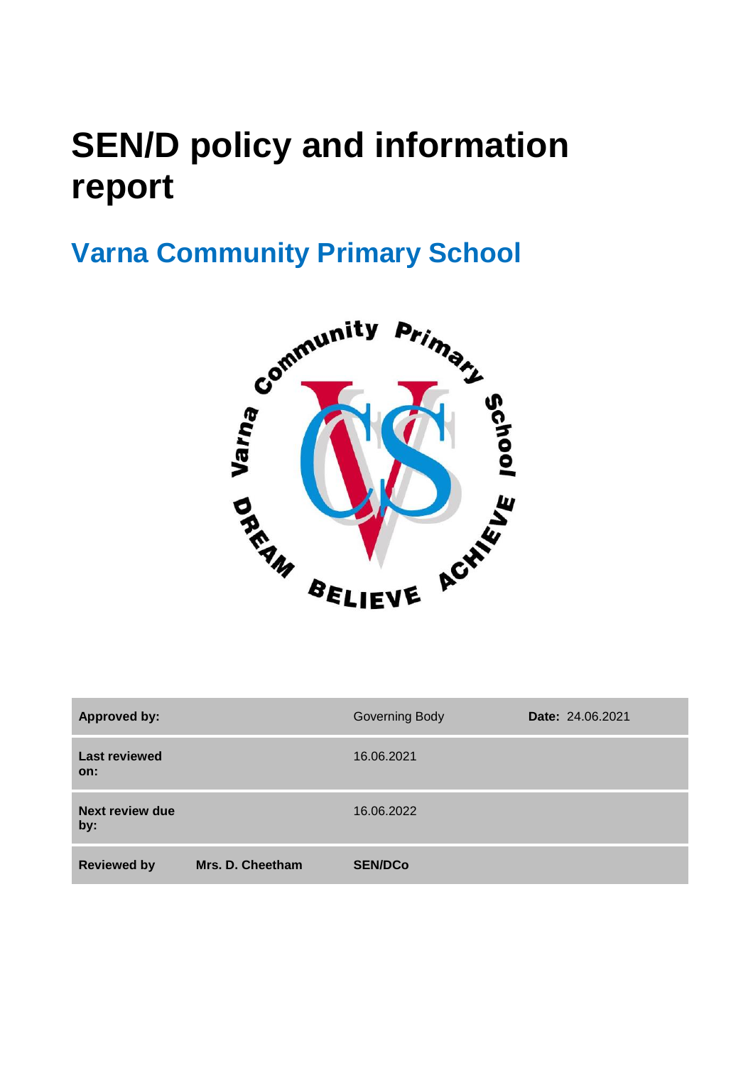# SEN/D policy and information report

## Varna Community Primary School

| Approved by: | | Governing Body | Date: 24.06.2021 |
|---|---|---|---|
| Last reviewed on: | | 16.06.2021 | |
| Next review due by: | | 16.06.2022 | |
| Reviewed by | Mrs. D. Cheetham | SEN/DCo | |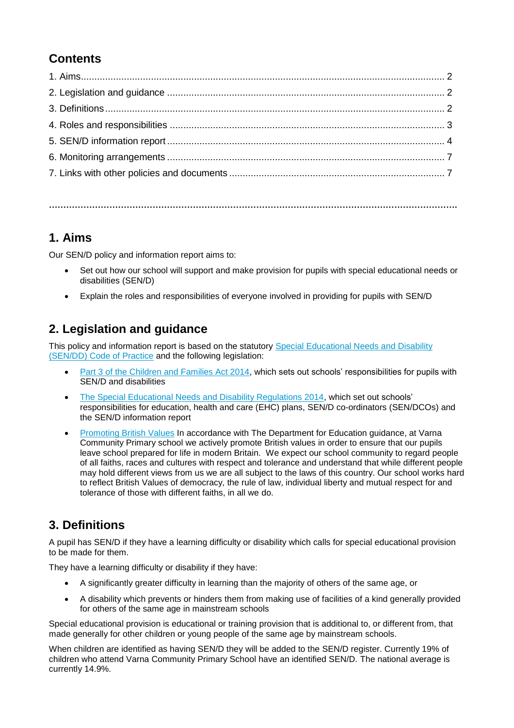## Contents

1. Aims.......... 2
2. Legislation and guidance .......... 2
3. Definitions .......... 2
4. Roles and responsibilities .......... 3
5. SEN/D information report .......... 4
6. Monitoring arrangements .......... 7
7. Links with other policies and documents .......... 7

---

## 1. Aims

Our SEN/D policy and information report aims to:

- Set out how our school will support and make provision for pupils with special educational needs or disabilities (SEN/D)
- Explain the roles and responsibilities of everyone involved in providing for pupils with SEN/D

## 2. Legislation and guidance

This policy and information report is based on the statutory Special Educational Needs and Disability (SEN/DD) Code of Practice and the following legislation:

- Part 3 of the Children and Families Act 2014, which sets out schools' responsibilities for pupils with SEN/D and disabilities
- The Special Educational Needs and Disability Regulations 2014, which set out schools' responsibilities for education, health and care (EHC) plans, SEN/D co-ordinators (SEN/DCOs) and the SEN/D information report
- Promoting British Values In accordance with The Department for Education guidance, at Varna Community Primary school we actively promote British values in order to ensure that our pupils leave school prepared for life in modern Britain. We expect our school community to regard people of all faiths, races and cultures with respect and tolerance and understand that while different people may hold different views from us we are all subject to the laws of this country. Our school works hard to reflect British Values of democracy, the rule of law, individual liberty and mutual respect for and tolerance of those with different faiths, in all we do.

## 3. Definitions

A pupil has SEN/D if they have a learning difficulty or disability which calls for special educational provision to be made for them.

They have a learning difficulty or disability if they have:

- A significantly greater difficulty in learning than the majority of others of the same age, or
- A disability which prevents or hinders them from making use of facilities of a kind generally provided for others of the same age in mainstream schools

Special educational provision is educational or training provision that is additional to, or different from, that made generally for other children or young people of the same age by mainstream schools.

When children are identified as having SEN/D they will be added to the SEN/D register. Currently 19% of children who attend Varna Community Primary School have an identified SEN/D. The national average is currently 14.9%.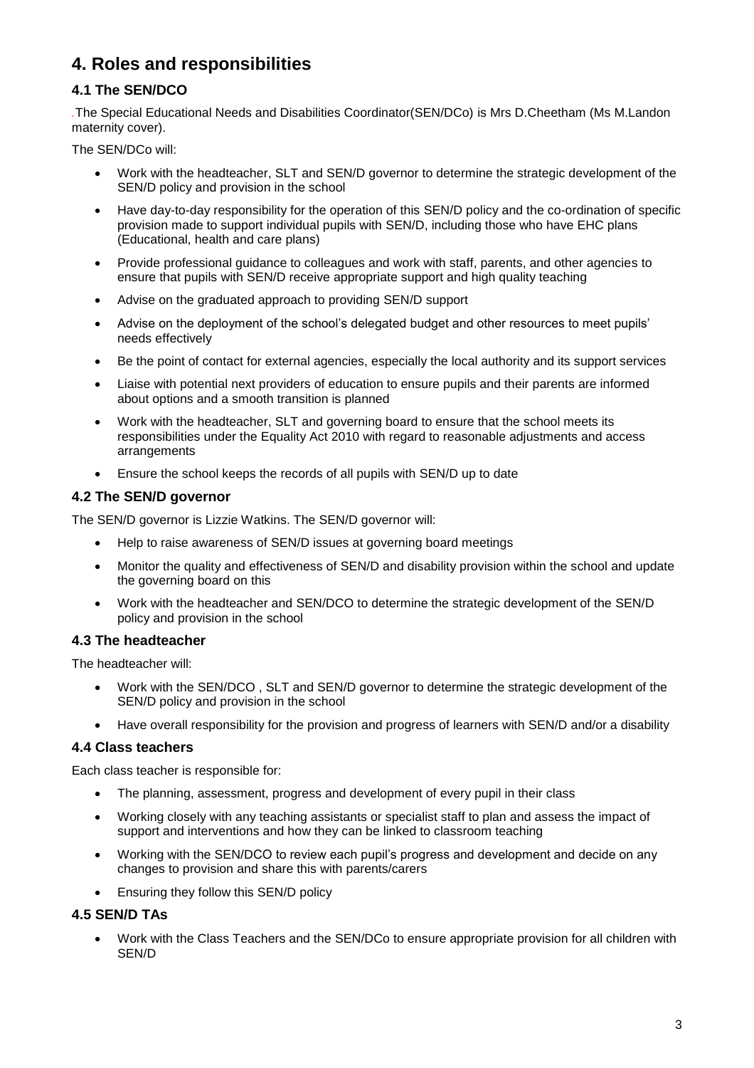## 4. Roles and responsibilities

### 4.1 The SEN/DCO

.The Special Educational Needs and Disabilities Coordinator(SEN/DCo) is Mrs D.Cheetham (Ms M.Landon maternity cover).

The SEN/DCo will:

- Work with the headteacher, SLT and SEN/D governor to determine the strategic development of the SEN/D policy and provision in the school
- Have day-to-day responsibility for the operation of this SEN/D policy and the co-ordination of specific provision made to support individual pupils with SEN/D, including those who have EHC plans (Educational, health and care plans)
- Provide professional guidance to colleagues and work with staff, parents, and other agencies to ensure that pupils with SEN/D receive appropriate support and high quality teaching
- Advise on the graduated approach to providing SEN/D support
- Advise on the deployment of the school's delegated budget and other resources to meet pupils' needs effectively
- Be the point of contact for external agencies, especially the local authority and its support services
- Liaise with potential next providers of education to ensure pupils and their parents are informed about options and a smooth transition is planned
- Work with the headteacher, SLT and governing board to ensure that the school meets its responsibilities under the Equality Act 2010 with regard to reasonable adjustments and access arrangements
- Ensure the school keeps the records of all pupils with SEN/D up to date

### 4.2 The SEN/D governor

The SEN/D governor is Lizzie Watkins. The SEN/D governor will:

- Help to raise awareness of SEN/D issues at governing board meetings
- Monitor the quality and effectiveness of SEN/D and disability provision within the school and update the governing board on this
- Work with the headteacher and SEN/DCO to determine the strategic development of the SEN/D policy and provision in the school

### 4.3 The headteacher

The headteacher will:

- Work with the SEN/DCO , SLT and SEN/D governor to determine the strategic development of the SEN/D policy and provision in the school
- Have overall responsibility for the provision and progress of learners with SEN/D and/or a disability

### 4.4 Class teachers

Each class teacher is responsible for:

- The planning, assessment, progress and development of every pupil in their class
- Working closely with any teaching assistants or specialist staff to plan and assess the impact of support and interventions and how they can be linked to classroom teaching
- Working with the SEN/DCO to review each pupil's progress and development and decide on any changes to provision and share this with parents/carers
- Ensuring they follow this SEN/D policy

### 4.5 SEN/D TAs

- Work with the Class Teachers and the SEN/DCo to ensure appropriate provision for all children with SEN/D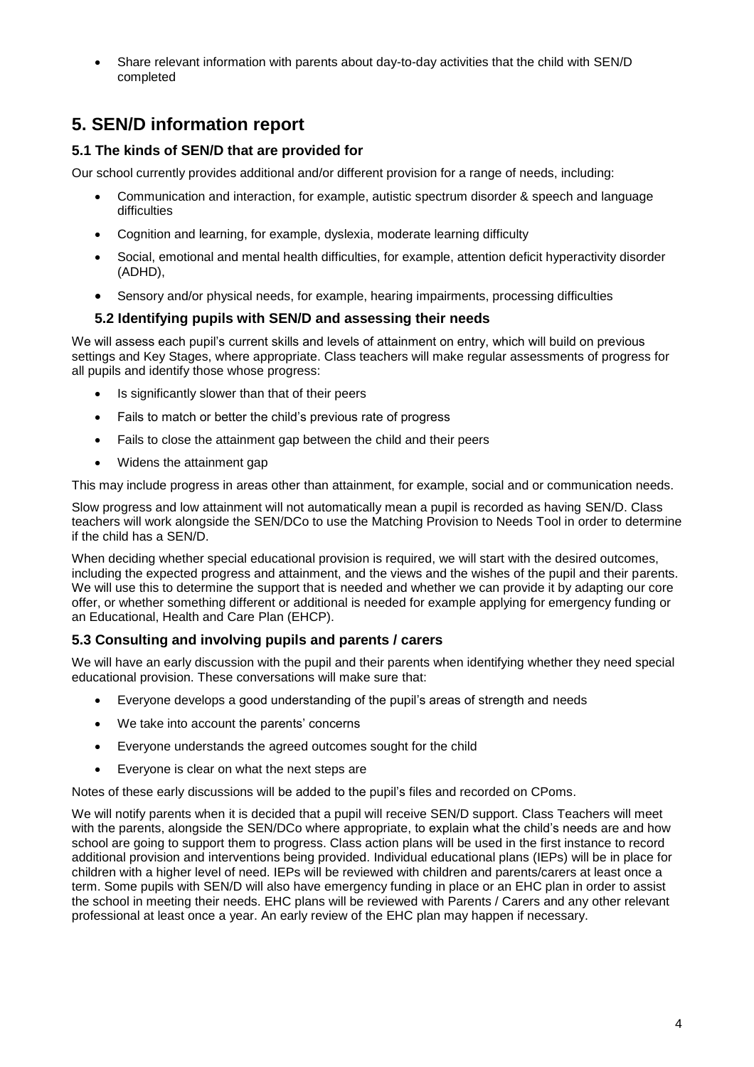- Share relevant information with parents about day-to-day activities that the child with SEN/D completed

## 5. SEN/D information report

### 5.1 The kinds of SEN/D that are provided for

Our school currently provides additional and/or different provision for a range of needs, including:

- Communication and interaction, for example, autistic spectrum disorder & speech and language difficulties
- Cognition and learning, for example, dyslexia, moderate learning difficulty
- Social, emotional and mental health difficulties, for example, attention deficit hyperactivity disorder (ADHD),
- Sensory and/or physical needs, for example, hearing impairments, processing difficulties

### 5.2 Identifying pupils with SEN/D and assessing their needs

We will assess each pupil's current skills and levels of attainment on entry, which will build on previous settings and Key Stages, where appropriate. Class teachers will make regular assessments of progress for all pupils and identify those whose progress:

- Is significantly slower than that of their peers
- Fails to match or better the child's previous rate of progress
- Fails to close the attainment gap between the child and their peers
- Widens the attainment gap

This may include progress in areas other than attainment, for example, social and or communication needs.

Slow progress and low attainment will not automatically mean a pupil is recorded as having SEN/D. Class teachers will work alongside the SEN/DCo to use the Matching Provision to Needs Tool in order to determine if the child has a SEN/D.

When deciding whether special educational provision is required, we will start with the desired outcomes, including the expected progress and attainment, and the views and the wishes of the pupil and their parents. We will use this to determine the support that is needed and whether we can provide it by adapting our core offer, or whether something different or additional is needed for example applying for emergency funding or an Educational, Health and Care Plan (EHCP).

### 5.3 Consulting and involving pupils and parents / carers

We will have an early discussion with the pupil and their parents when identifying whether they need special educational provision. These conversations will make sure that:

- Everyone develops a good understanding of the pupil's areas of strength and needs
- We take into account the parents' concerns
- Everyone understands the agreed outcomes sought for the child
- Everyone is clear on what the next steps are

Notes of these early discussions will be added to the pupil's files and recorded on CPoms.

We will notify parents when it is decided that a pupil will receive SEN/D support. Class Teachers will meet with the parents, alongside the SEN/DCo where appropriate, to explain what the child's needs are and how school are going to support them to progress. Class action plans will be used in the first instance to record additional provision and interventions being provided. Individual educational plans (IEPs) will be in place for children with a higher level of need. IEPs will be reviewed with children and parents/carers at least once a term. Some pupils with SEN/D will also have emergency funding in place or an EHC plan in order to assist the school in meeting their needs. EHC plans will be reviewed with Parents / Carers and any other relevant professional at least once a year. An early review of the EHC plan may happen if necessary.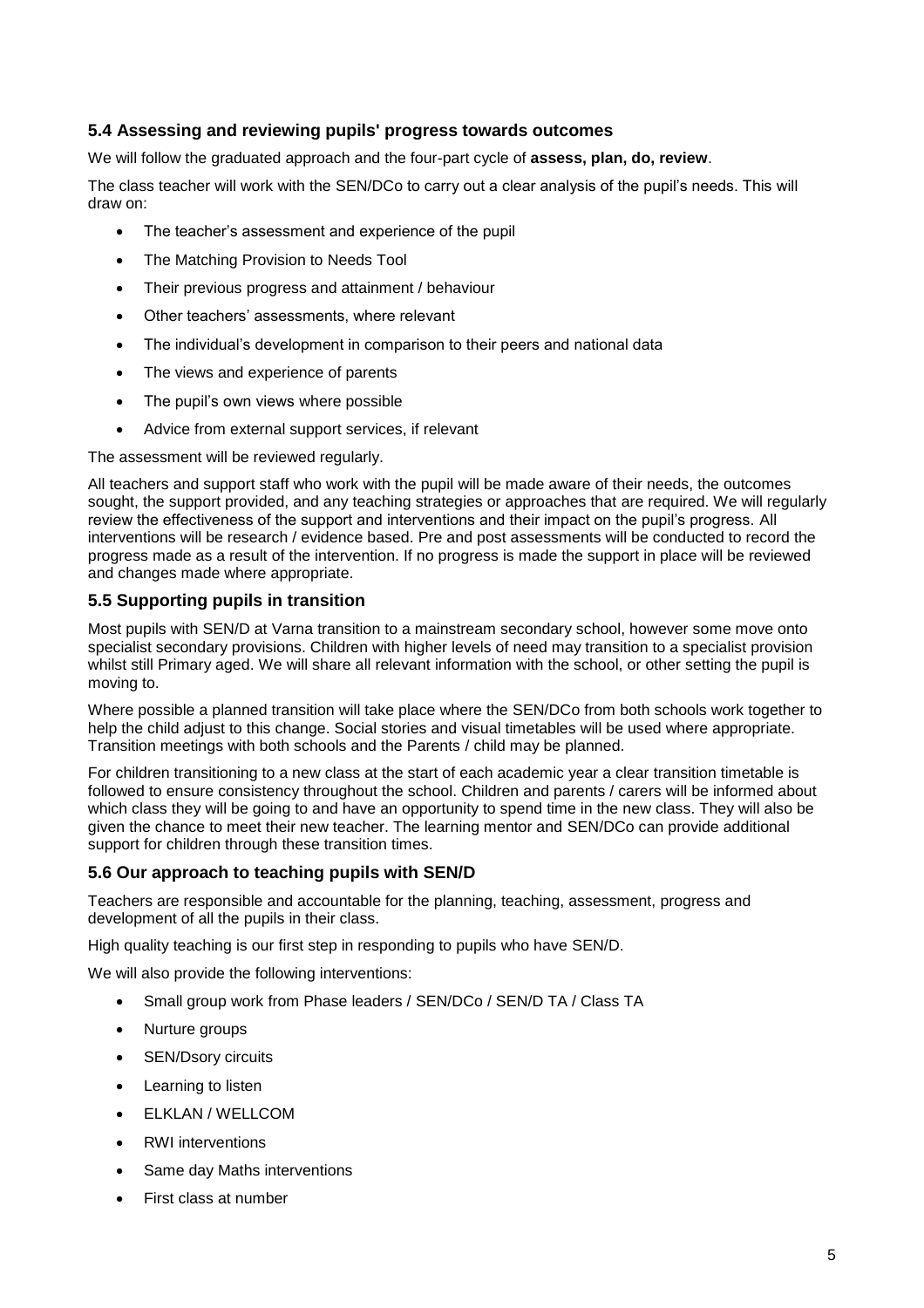### 5.4 Assessing and reviewing pupils' progress towards outcomes

We will follow the graduated approach and the four-part cycle of **assess, plan, do, review**.

The class teacher will work with the SEN/DCo to carry out a clear analysis of the pupil's needs. This will draw on:

- The teacher's assessment and experience of the pupil
- The Matching Provision to Needs Tool
- Their previous progress and attainment / behaviour
- Other teachers' assessments, where relevant
- The individual's development in comparison to their peers and national data
- The views and experience of parents
- The pupil's own views where possible
- Advice from external support services, if relevant

The assessment will be reviewed regularly.

All teachers and support staff who work with the pupil will be made aware of their needs, the outcomes sought, the support provided, and any teaching strategies or approaches that are required. We will regularly review the effectiveness of the support and interventions and their impact on the pupil's progress. All interventions will be research / evidence based. Pre and post assessments will be conducted to record the progress made as a result of the intervention. If no progress is made the support in place will be reviewed and changes made where appropriate.

### 5.5 Supporting pupils in transition

Most pupils with SEN/D at Varna transition to a mainstream secondary school, however some move onto specialist secondary provisions. Children with higher levels of need may transition to a specialist provision whilst still Primary aged. We will share all relevant information with the school, or other setting the pupil is moving to.

Where possible a planned transition will take place where the SEN/DCo from both schools work together to help the child adjust to this change. Social stories and visual timetables will be used where appropriate. Transition meetings with both schools and the Parents / child may be planned.

For children transitioning to a new class at the start of each academic year a clear transition timetable is followed to ensure consistency throughout the school. Children and parents / carers will be informed about which class they will be going to and have an opportunity to spend time in the new class. They will also be given the chance to meet their new teacher. The learning mentor and SEN/DCo can provide additional support for children through these transition times.

### 5.6 Our approach to teaching pupils with SEN/D

Teachers are responsible and accountable for the planning, teaching, assessment, progress and development of all the pupils in their class.

High quality teaching is our first step in responding to pupils who have SEN/D.

We will also provide the following interventions:

- Small group work from Phase leaders / SEN/DCo / SEN/D TA / Class TA
- Nurture groups
- SEN/Dsory circuits
- Learning to listen
- ELKLAN / WELLCOM
- RWI interventions
- Same day Maths interventions
- First class at number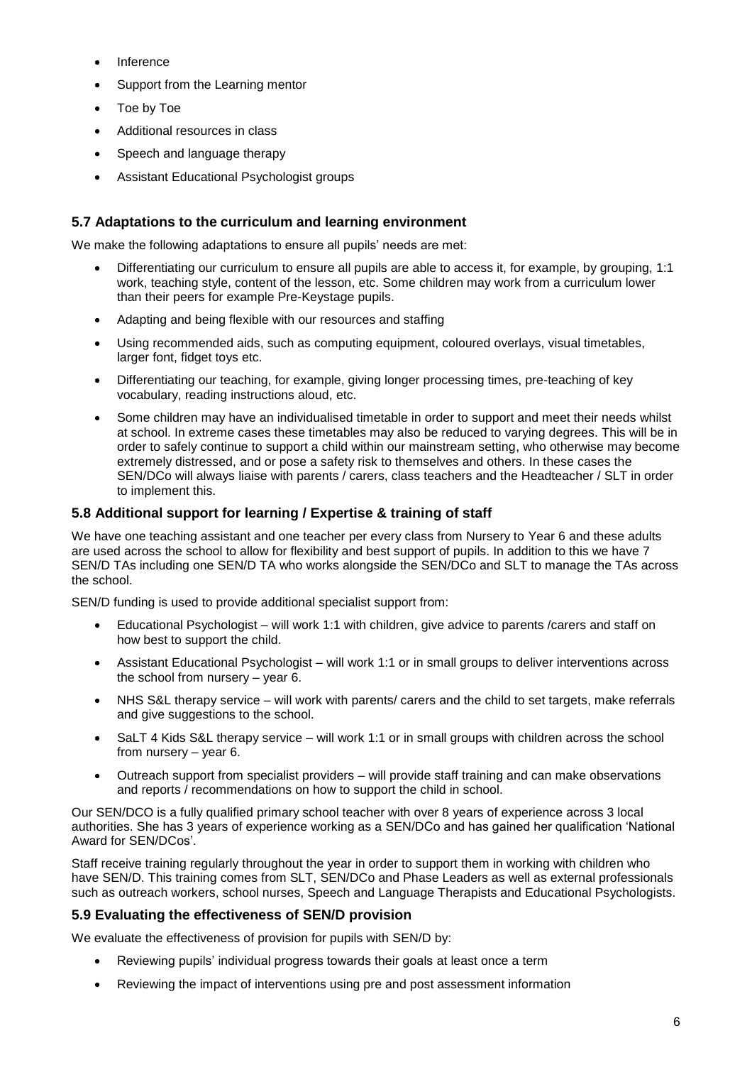- Inference
- Support from the Learning mentor
- Toe by Toe
- Additional resources in class
- Speech and language therapy
- Assistant Educational Psychologist groups

### 5.7 Adaptations to the curriculum and learning environment

We make the following adaptations to ensure all pupils' needs are met:

- Differentiating our curriculum to ensure all pupils are able to access it, for example, by grouping, 1:1 work, teaching style, content of the lesson, etc. Some children may work from a curriculum lower than their peers for example Pre-Keystage pupils.
- Adapting and being flexible with our resources and staffing
- Using recommended aids, such as computing equipment, coloured overlays, visual timetables, larger font, fidget toys etc.
- Differentiating our teaching, for example, giving longer processing times, pre-teaching of key vocabulary, reading instructions aloud, etc.
- Some children may have an individualised timetable in order to support and meet their needs whilst at school. In extreme cases these timetables may also be reduced to varying degrees. This will be in order to safely continue to support a child within our mainstream setting, who otherwise may become extremely distressed, and or pose a safety risk to themselves and others. In these cases the SEN/DCo will always liaise with parents / carers, class teachers and the Headteacher / SLT in order to implement this.

### 5.8 Additional support for learning / Expertise & training of staff

We have one teaching assistant and one teacher per every class from Nursery to Year 6 and these adults are used across the school to allow for flexibility and best support of pupils. In addition to this we have 7 SEN/D TAs including one SEN/D TA who works alongside the SEN/DCo and SLT to manage the TAs across the school.

SEN/D funding is used to provide additional specialist support from:

- Educational Psychologist – will work 1:1 with children, give advice to parents /carers and staff on how best to support the child.
- Assistant Educational Psychologist – will work 1:1 or in small groups to deliver interventions across the school from nursery – year 6.
- NHS S&L therapy service – will work with parents/ carers and the child to set targets, make referrals and give suggestions to the school.
- SaLT 4 Kids S&L therapy service – will work 1:1 or in small groups with children across the school from nursery – year 6.
- Outreach support from specialist providers – will provide staff training and can make observations and reports / recommendations on how to support the child in school.

Our SEN/DCO is a fully qualified primary school teacher with over 8 years of experience across 3 local authorities. She has 3 years of experience working as a SEN/DCo and has gained her qualification 'National Award for SEN/DCos'.

Staff receive training regularly throughout the year in order to support them in working with children who have SEN/D. This training comes from SLT, SEN/DCo and Phase Leaders as well as external professionals such as outreach workers, school nurses, Speech and Language Therapists and Educational Psychologists.

### 5.9 Evaluating the effectiveness of SEN/D provision

We evaluate the effectiveness of provision for pupils with SEN/D by:

- Reviewing pupils' individual progress towards their goals at least once a term
- Reviewing the impact of interventions using pre and post assessment information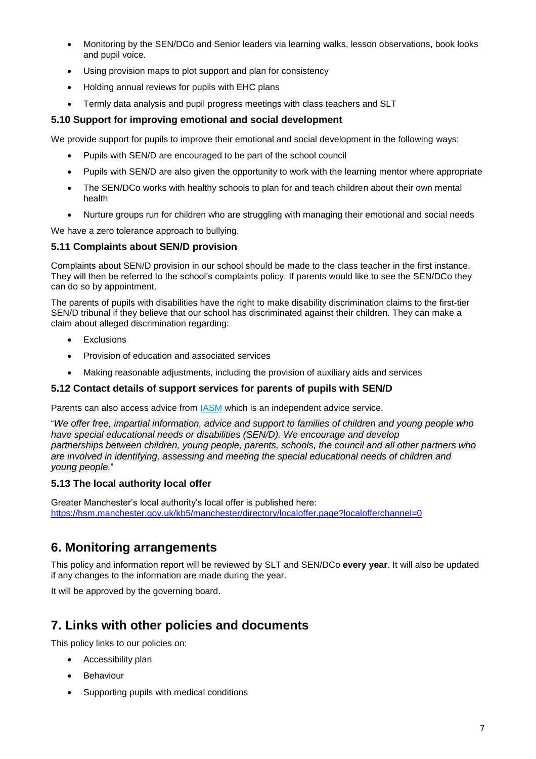- Monitoring by the SEN/DCo and Senior leaders via learning walks, lesson observations, book looks and pupil voice.
- Using provision maps to plot support and plan for consistency
- Holding annual reviews for pupils with EHC plans
- Termly data analysis and pupil progress meetings with class teachers and SLT

### 5.10 Support for improving emotional and social development

We provide support for pupils to improve their emotional and social development in the following ways:

- Pupils with SEN/D are encouraged to be part of the school council
- Pupils with SEN/D are also given the opportunity to work with the learning mentor where appropriate
- The SEN/DCo works with healthy schools to plan for and teach children about their own mental health
- Nurture groups run for children who are struggling with managing their emotional and social needs

We have a zero tolerance approach to bullying.

### 5.11 Complaints about SEN/D provision

Complaints about SEN/D provision in our school should be made to the class teacher in the first instance. They will then be referred to the school's complaints policy. If parents would like to see the SEN/DCo they can do so by appointment.

The parents of pupils with disabilities have the right to make disability discrimination claims to the first-tier SEN/D tribunal if they believe that our school has discriminated against their children. They can make a claim about alleged discrimination regarding:

- Exclusions
- Provision of education and associated services
- Making reasonable adjustments, including the provision of auxiliary aids and services

### 5.12 Contact details of support services for parents of pupils with SEN/D

Parents can also access advice from IASM which is an independent advice service.

"*We offer free, impartial information, advice and support to families of children and young people who have special educational needs or disabilities (SEN/D). We encourage and develop partnerships between children, young people, parents, schools, the council and all other partners who are involved in identifying, assessing and meeting the special educational needs of children and young people.*"

### 5.13 The local authority local offer

Greater Manchester's local authority's local offer is published here:
https://hsm.manchester.gov.uk/kb5/manchester/directory/localoffer.page?localofferchannel=0

## 6. Monitoring arrangements

This policy and information report will be reviewed by SLT and SEN/DCo **every year**. It will also be updated if any changes to the information are made during the year.

It will be approved by the governing board.

## 7. Links with other policies and documents

This policy links to our policies on:

- Accessibility plan
- Behaviour
- Supporting pupils with medical conditions